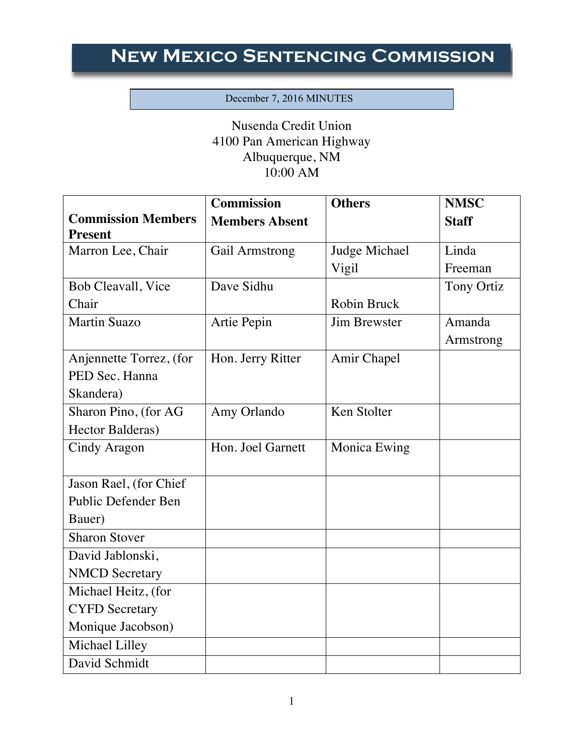# New Mexico Sentencing Commission

December 7, 2016 MINUTES

Nusenda Credit Union
4100 Pan American Highway
Albuquerque, NM
10:00 AM

| Commission Members Present | Commission Members Absent | Others | NMSC Staff |
|---|---|---|---|
| Marron Lee, Chair | Gail Armstrong | Judge Michael Vigil | Linda Freeman |
| Bob Cleavall, Vice Chair | Dave Sidhu | Robin Bruck | Tony Ortiz |
| Martin Suazo | Artie Pepin | Jim Brewster | Amanda Armstrong |
| Anjennette Torrez, (for PED Sec. Hanna Skandera) | Hon. Jerry Ritter | Amir Chapel | |
| Sharon Pino, (for AG Hector Balderas) | Amy Orlando | Ken Stolter | |
| Cindy Aragon | Hon. Joel Garnett | Monica Ewing | |
| Jason Rael, (for Chief Public Defender Ben Bauer) | | | |
| Sharon Stover | | | |
| David Jablonski, NMCD Secretary | | | |
| Michael Heitz, (for CYFD Secretary Monique Jacobson) | | | |
| Michael Lilley | | | |
| David Schmidt | | | |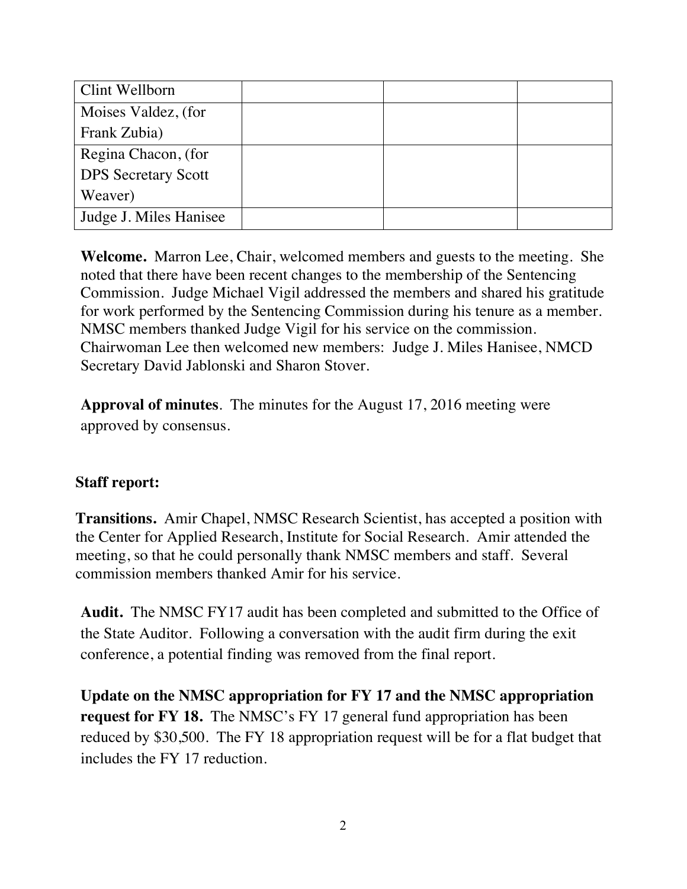| | | | |
|---|---|---|---|
| Clint Wellborn | | | |
| Moises Valdez, (for Frank Zubia) | | | |
| Regina Chacon, (for DPS Secretary Scott Weaver) | | | |
| Judge J. Miles Hanisee | | | |

**Welcome.** Marron Lee, Chair, welcomed members and guests to the meeting. She noted that there have been recent changes to the membership of the Sentencing Commission. Judge Michael Vigil addressed the members and shared his gratitude for work performed by the Sentencing Commission during his tenure as a member. NMSC members thanked Judge Vigil for his service on the commission. Chairwoman Lee then welcomed new members: Judge J. Miles Hanisee, NMCD Secretary David Jablonski and Sharon Stover.

**Approval of minutes**. The minutes for the August 17, 2016 meeting were approved by consensus.

**Staff report:**

**Transitions.** Amir Chapel, NMSC Research Scientist, has accepted a position with the Center for Applied Research, Institute for Social Research. Amir attended the meeting, so that he could personally thank NMSC members and staff. Several commission members thanked Amir for his service.

**Audit.** The NMSC FY17 audit has been completed and submitted to the Office of the State Auditor. Following a conversation with the audit firm during the exit conference, a potential finding was removed from the final report.

**Update on the NMSC appropriation for FY 17 and the NMSC appropriation request for FY 18.** The NMSC's FY 17 general fund appropriation has been reduced by $30,500. The FY 18 appropriation request will be for a flat budget that includes the FY 17 reduction.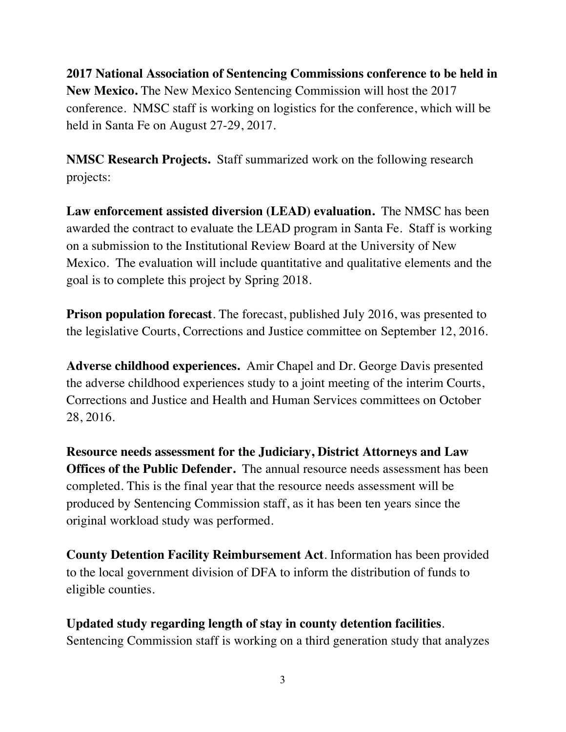**2017 National Association of Sentencing Commissions conference to be held in New Mexico.** The New Mexico Sentencing Commission will host the 2017 conference. NMSC staff is working on logistics for the conference, which will be held in Santa Fe on August 27-29, 2017.

**NMSC Research Projects.** Staff summarized work on the following research projects:

**Law enforcement assisted diversion (LEAD) evaluation.** The NMSC has been awarded the contract to evaluate the LEAD program in Santa Fe. Staff is working on a submission to the Institutional Review Board at the University of New Mexico. The evaluation will include quantitative and qualitative elements and the goal is to complete this project by Spring 2018.

**Prison population forecast**. The forecast, published July 2016, was presented to the legislative Courts, Corrections and Justice committee on September 12, 2016.

**Adverse childhood experiences.** Amir Chapel and Dr. George Davis presented the adverse childhood experiences study to a joint meeting of the interim Courts, Corrections and Justice and Health and Human Services committees on October 28, 2016.

**Resource needs assessment for the Judiciary, District Attorneys and Law Offices of the Public Defender.** The annual resource needs assessment has been completed. This is the final year that the resource needs assessment will be produced by Sentencing Commission staff, as it has been ten years since the original workload study was performed.

**County Detention Facility Reimbursement Act**. Information has been provided to the local government division of DFA to inform the distribution of funds to eligible counties.

**Updated study regarding length of stay in county detention facilities**. Sentencing Commission staff is working on a third generation study that analyzes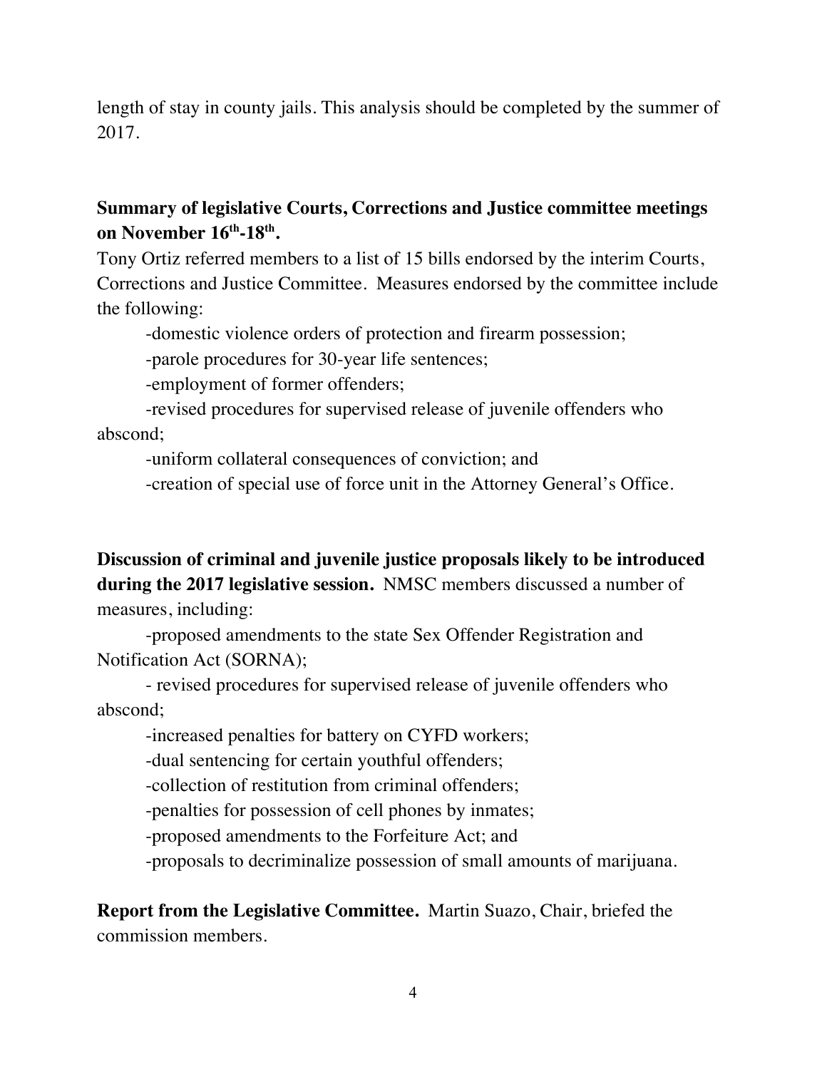length of stay in county jails. This analysis should be completed by the summer of 2017.

**Summary of legislative Courts, Corrections and Justice committee meetings on November 16th-18th.**

Tony Ortiz referred members to a list of 15 bills endorsed by the interim Courts, Corrections and Justice Committee. Measures endorsed by the committee include the following:

-domestic violence orders of protection and firearm possession;

-parole procedures for 30-year life sentences;

-employment of former offenders;

-revised procedures for supervised release of juvenile offenders who abscond;

-uniform collateral consequences of conviction; and

-creation of special use of force unit in the Attorney General's Office.

**Discussion of criminal and juvenile justice proposals likely to be introduced during the 2017 legislative session.** NMSC members discussed a number of measures, including:

-proposed amendments to the state Sex Offender Registration and Notification Act (SORNA);

- revised procedures for supervised release of juvenile offenders who abscond;

-increased penalties for battery on CYFD workers;

-dual sentencing for certain youthful offenders;

-collection of restitution from criminal offenders;

-penalties for possession of cell phones by inmates;

-proposed amendments to the Forfeiture Act; and

-proposals to decriminalize possession of small amounts of marijuana.

**Report from the Legislative Committee.** Martin Suazo, Chair, briefed the commission members.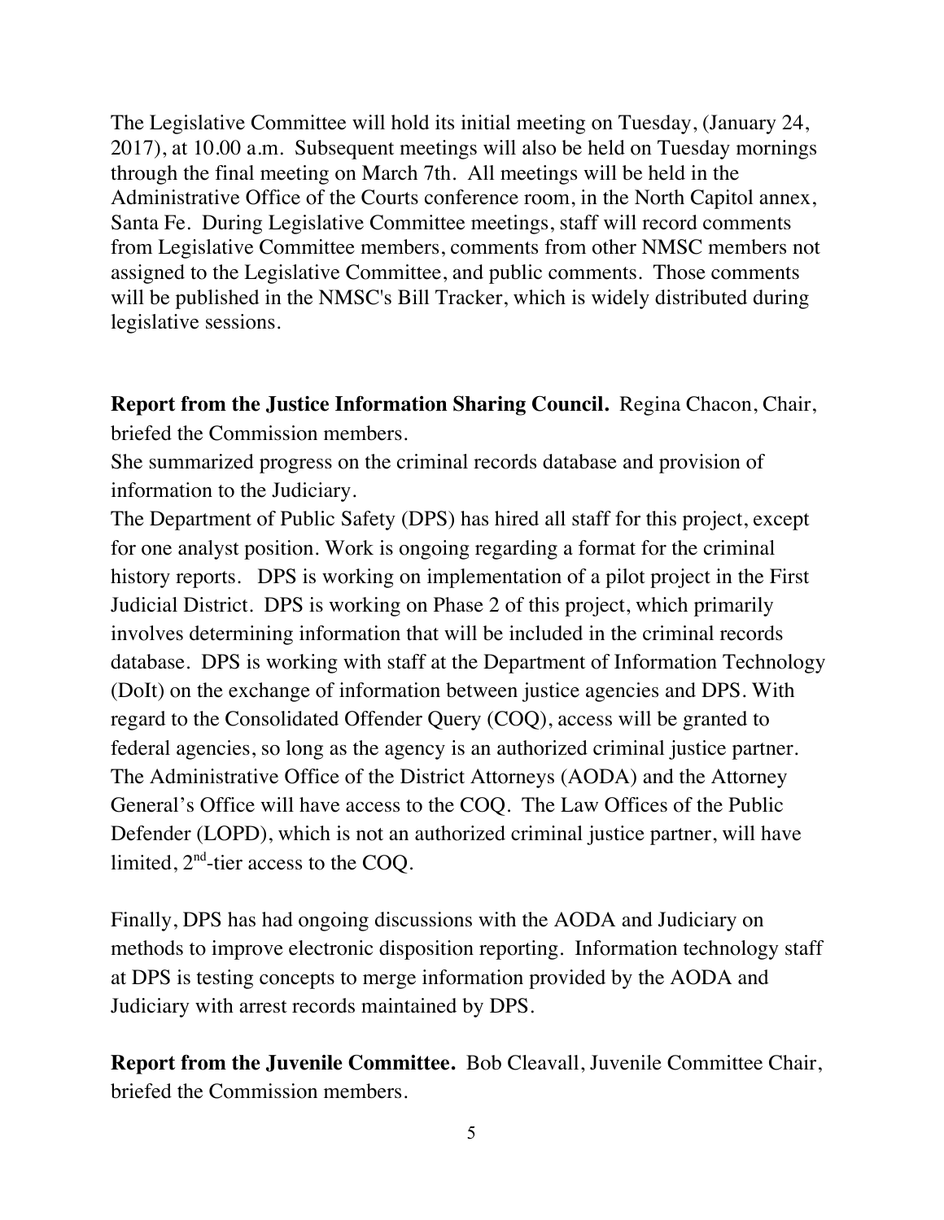The Legislative Committee will hold its initial meeting on Tuesday, (January 24, 2017), at 10.00 a.m. Subsequent meetings will also be held on Tuesday mornings through the final meeting on March 7th. All meetings will be held in the Administrative Office of the Courts conference room, in the North Capitol annex, Santa Fe. During Legislative Committee meetings, staff will record comments from Legislative Committee members, comments from other NMSC members not assigned to the Legislative Committee, and public comments. Those comments will be published in the NMSC's Bill Tracker, which is widely distributed during legislative sessions.

**Report from the Justice Information Sharing Council.** Regina Chacon, Chair, briefed the Commission members.

She summarized progress on the criminal records database and provision of information to the Judiciary.

The Department of Public Safety (DPS) has hired all staff for this project, except for one analyst position. Work is ongoing regarding a format for the criminal history reports. DPS is working on implementation of a pilot project in the First Judicial District. DPS is working on Phase 2 of this project, which primarily involves determining information that will be included in the criminal records database. DPS is working with staff at the Department of Information Technology (DoIt) on the exchange of information between justice agencies and DPS. With regard to the Consolidated Offender Query (COQ), access will be granted to federal agencies, so long as the agency is an authorized criminal justice partner. The Administrative Office of the District Attorneys (AODA) and the Attorney General's Office will have access to the COQ. The Law Offices of the Public Defender (LOPD), which is not an authorized criminal justice partner, will have limited, 2nd-tier access to the COQ.

Finally, DPS has had ongoing discussions with the AODA and Judiciary on methods to improve electronic disposition reporting. Information technology staff at DPS is testing concepts to merge information provided by the AODA and Judiciary with arrest records maintained by DPS.

**Report from the Juvenile Committee.** Bob Cleavall, Juvenile Committee Chair, briefed the Commission members.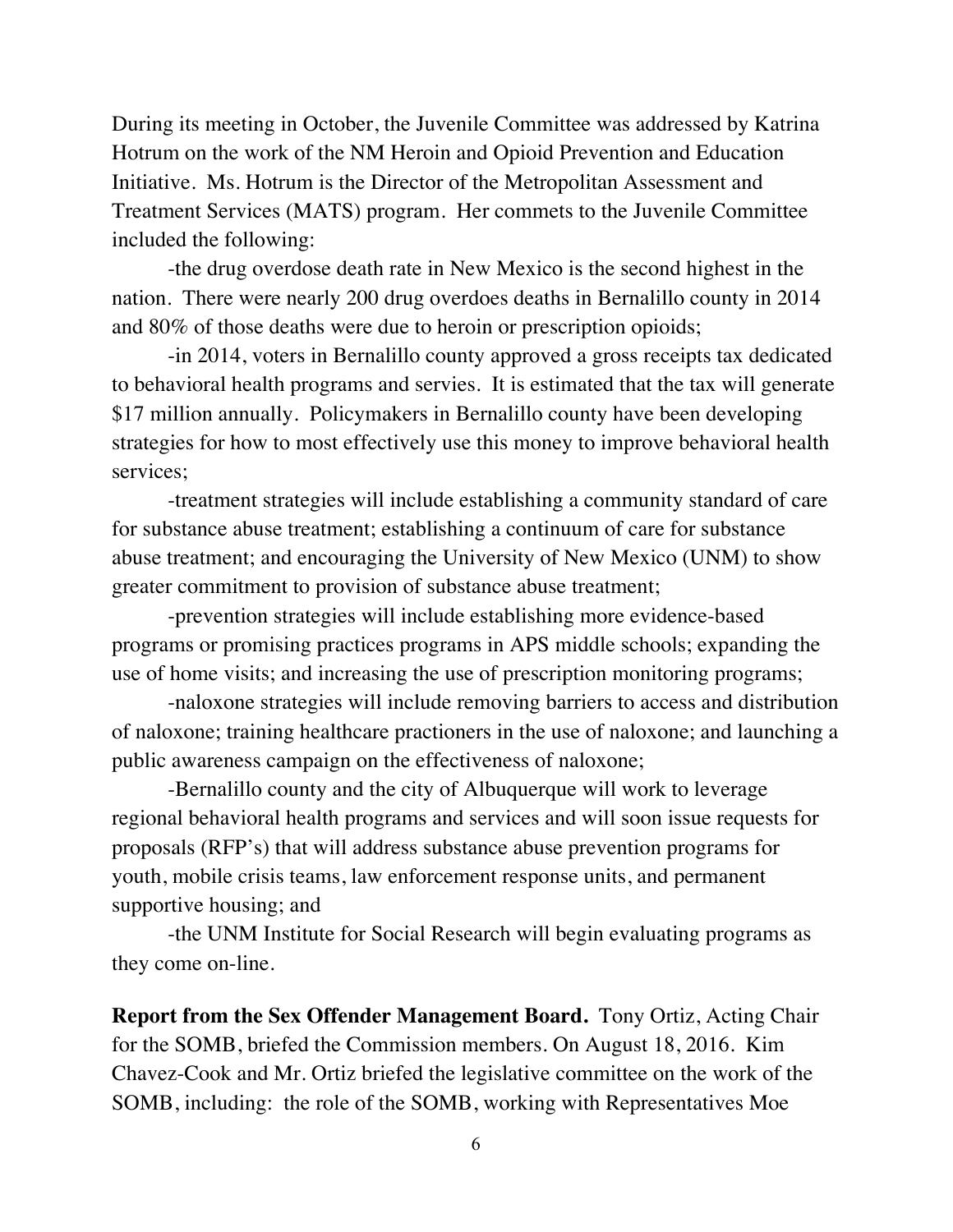During its meeting in October, the Juvenile Committee was addressed by Katrina Hotrum on the work of the NM Heroin and Opioid Prevention and Education Initiative. Ms. Hotrum is the Director of the Metropolitan Assessment and Treatment Services (MATS) program. Her commets to the Juvenile Committee included the following:

-the drug overdose death rate in New Mexico is the second highest in the nation. There were nearly 200 drug overdoes deaths in Bernalillo county in 2014 and 80% of those deaths were due to heroin or prescription opioids;

-in 2014, voters in Bernalillo county approved a gross receipts tax dedicated to behavioral health programs and servies. It is estimated that the tax will generate $17 million annually. Policymakers in Bernalillo county have been developing strategies for how to most effectively use this money to improve behavioral health services;

-treatment strategies will include establishing a community standard of care for substance abuse treatment; establishing a continuum of care for substance abuse treatment; and encouraging the University of New Mexico (UNM) to show greater commitment to provision of substance abuse treatment;

-prevention strategies will include establishing more evidence-based programs or promising practices programs in APS middle schools; expanding the use of home visits; and increasing the use of prescription monitoring programs;

-naloxone strategies will include removing barriers to access and distribution of naloxone; training healthcare practioners in the use of naloxone; and launching a public awareness campaign on the effectiveness of naloxone;

-Bernalillo county and the city of Albuquerque will work to leverage regional behavioral health programs and services and will soon issue requests for proposals (RFP's) that will address substance abuse prevention programs for youth, mobile crisis teams, law enforcement response units, and permanent supportive housing; and

-the UNM Institute for Social Research will begin evaluating programs as they come on-line.

**Report from the Sex Offender Management Board.** Tony Ortiz, Acting Chair for the SOMB, briefed the Commission members. On August 18, 2016. Kim Chavez-Cook and Mr. Ortiz briefed the legislative committee on the work of the SOMB, including: the role of the SOMB, working with Representatives Moe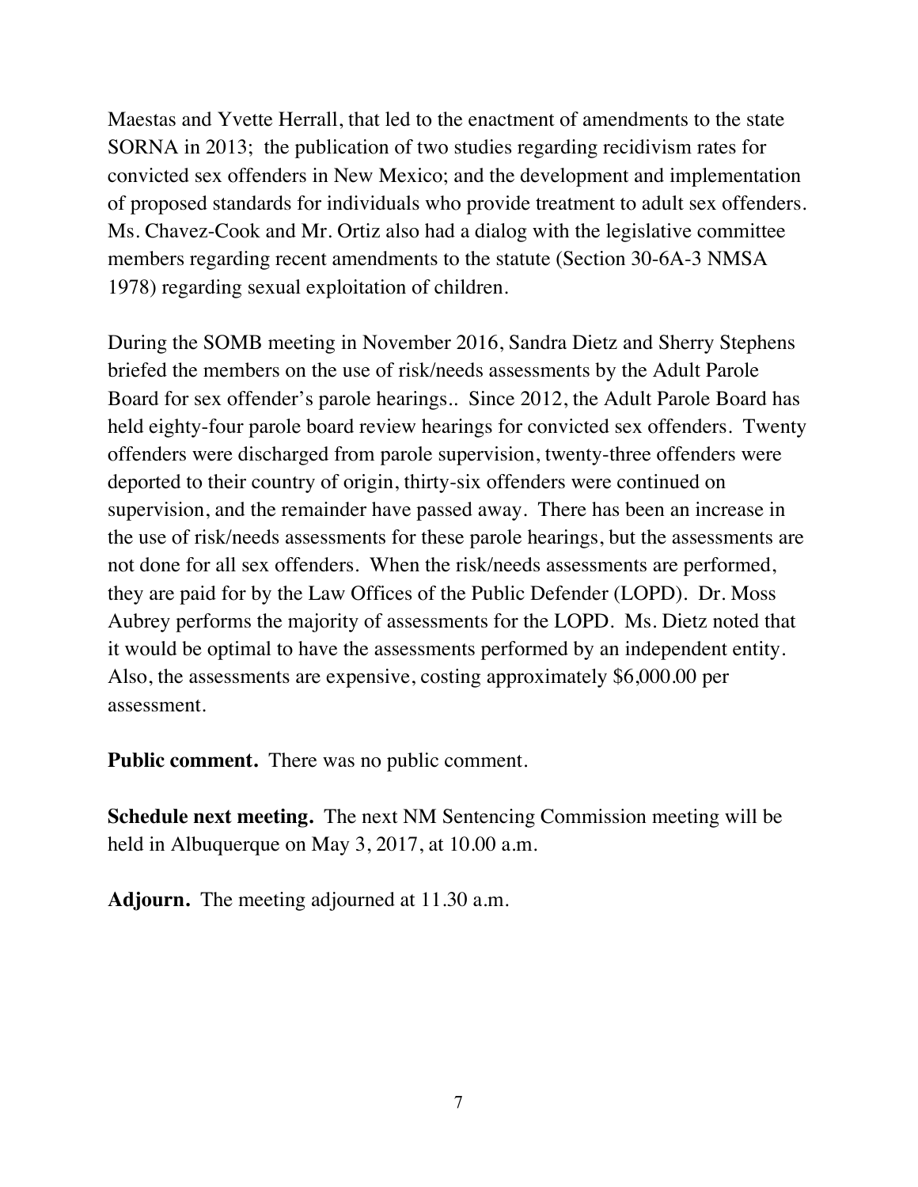Maestas and Yvette Herrall, that led to the enactment of amendments to the state SORNA in 2013; the publication of two studies regarding recidivism rates for convicted sex offenders in New Mexico; and the development and implementation of proposed standards for individuals who provide treatment to adult sex offenders. Ms. Chavez-Cook and Mr. Ortiz also had a dialog with the legislative committee members regarding recent amendments to the statute (Section 30-6A-3 NMSA 1978) regarding sexual exploitation of children.

During the SOMB meeting in November 2016, Sandra Dietz and Sherry Stephens briefed the members on the use of risk/needs assessments by the Adult Parole Board for sex offender's parole hearings.. Since 2012, the Adult Parole Board has held eighty-four parole board review hearings for convicted sex offenders. Twenty offenders were discharged from parole supervision, twenty-three offenders were deported to their country of origin, thirty-six offenders were continued on supervision, and the remainder have passed away. There has been an increase in the use of risk/needs assessments for these parole hearings, but the assessments are not done for all sex offenders. When the risk/needs assessments are performed, they are paid for by the Law Offices of the Public Defender (LOPD). Dr. Moss Aubrey performs the majority of assessments for the LOPD. Ms. Dietz noted that it would be optimal to have the assessments performed by an independent entity. Also, the assessments are expensive, costing approximately $6,000.00 per assessment.

**Public comment.** There was no public comment.

**Schedule next meeting.** The next NM Sentencing Commission meeting will be held in Albuquerque on May 3, 2017, at 10.00 a.m.

**Adjourn.** The meeting adjourned at 11.30 a.m.